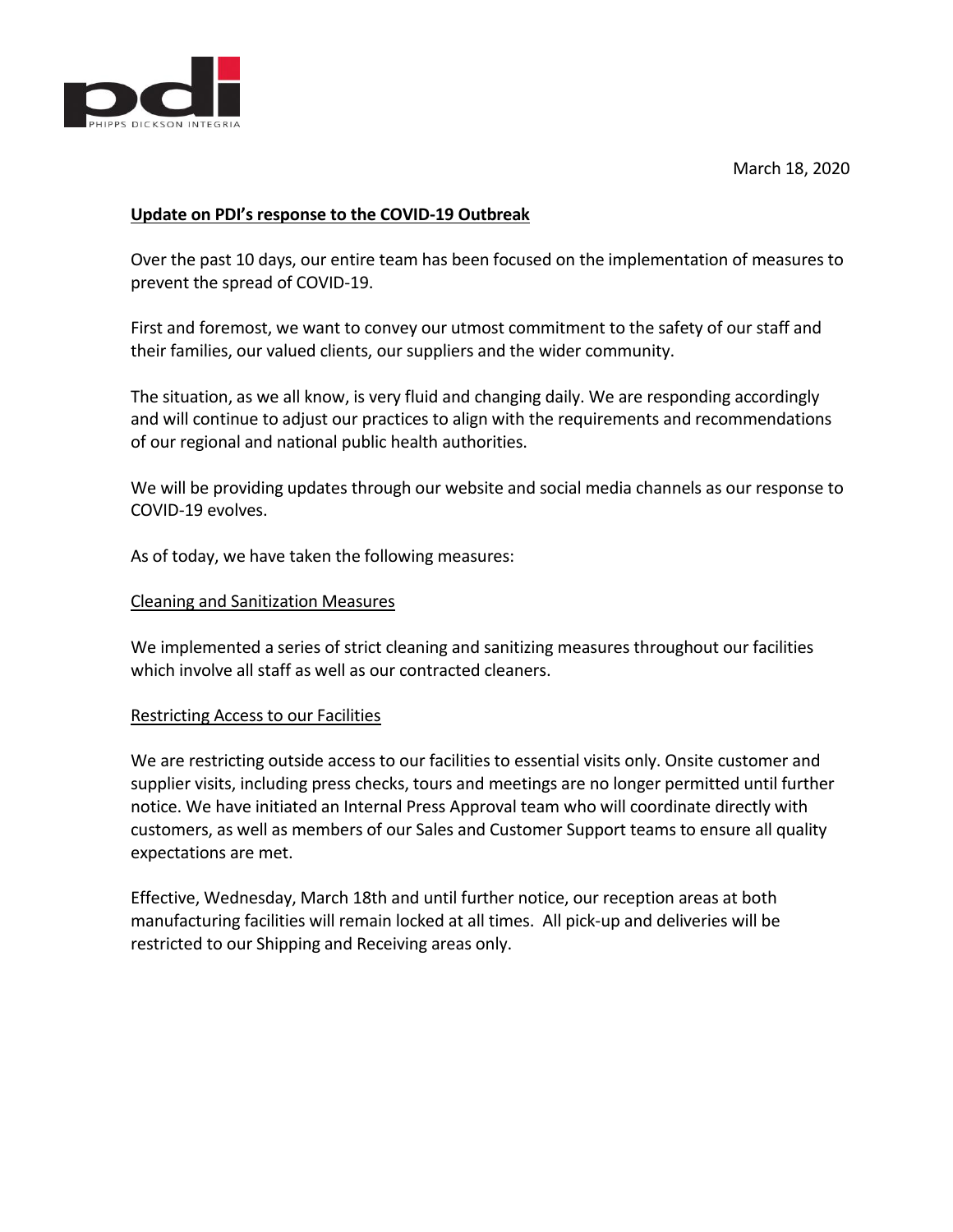March 18, 2020

## Update on PDI's response to the COVID-19 Outbreak

Over the past 10 days, our entire team has been focused on the implementation of measures to prevent the spread of COVID-19.

First and foremost, we want to convey our utmost commitment to the safety of our staff and their families, our valued clients, our suppliers and the wider community.

The situation, as we all know, is very fluid and changing daily. We are responding accordingly and will continue to adjust our practices to align with the requirements and recommendations of our regional and national public health authorities.

We will be providing updates through our website and social media channels as our response to COVID-19 evolves.

As of today, we have taken the following measures:

### Cleaning and Sanitization Measures

We implemented a series of strict cleaning and sanitizing measures throughout our facilities which involve all staff as well as our contracted cleaners.

### Restricting Access to our Facilities

We are restricting outside access to our facilities to essential visits only. Onsite customer and supplier visits, including press checks, tours and meetings are no longer permitted until further notice. We have initiated an Internal Press Approval team who will coordinate directly with customers, as well as members of our Sales and Customer Support teams to ensure all quality expectations are met.

Effective, Wednesday, March 18th and until further notice, our reception areas at both manufacturing facilities will remain locked at all times. All pick-up and deliveries will be restricted to our Shipping and Receiving areas only.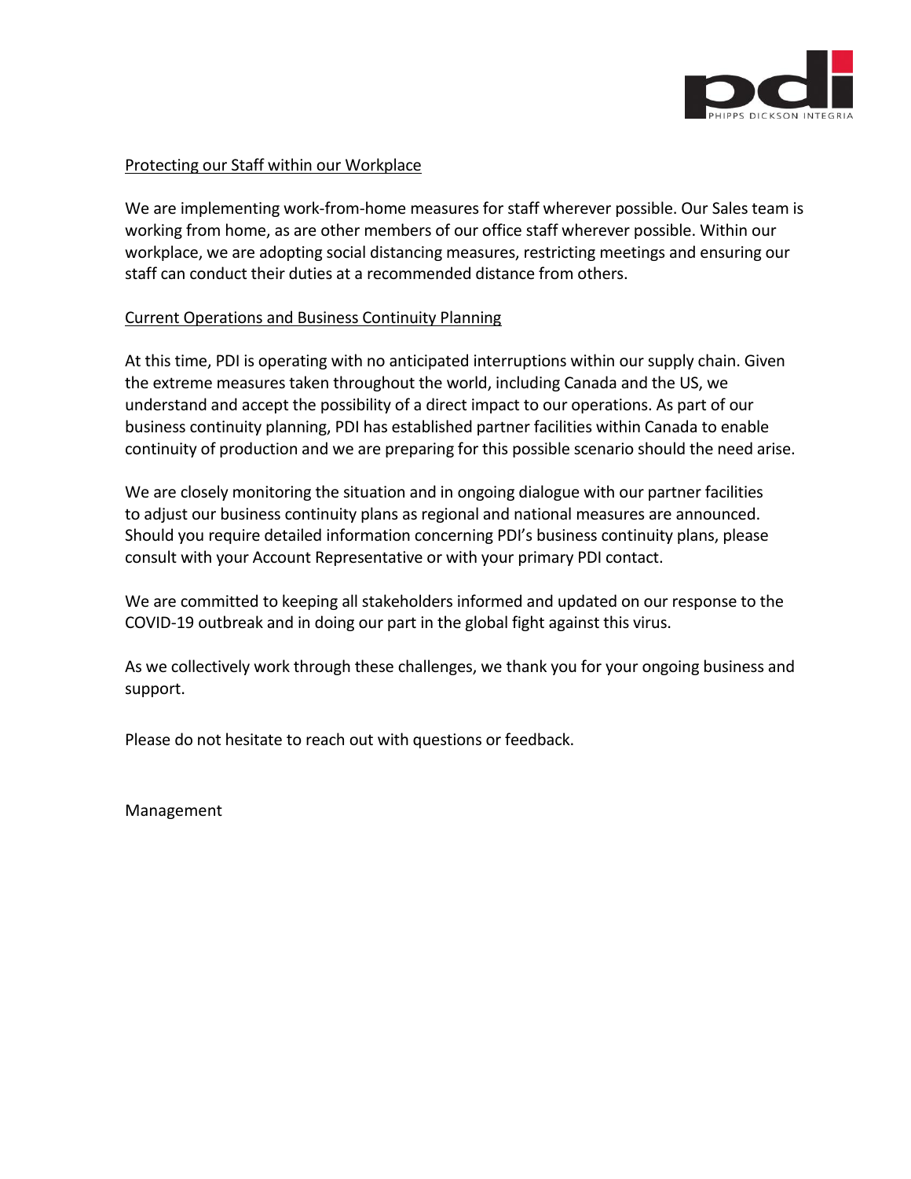Protecting our Staff within our Workplace

We are implementing work-from-home measures for staff wherever possible. Our Sales team is working from home, as are other members of our office staff wherever possible. Within our workplace, we are adopting social distancing measures, restricting meetings and ensuring our staff can conduct their duties at a recommended distance from others.

Current Operations and Business Continuity Planning

At this time, PDI is operating with no anticipated interruptions within our supply chain. Given the extreme measures taken throughout the world, including Canada and the US, we understand and accept the possibility of a direct impact to our operations. As part of our business continuity planning, PDI has established partner facilities within Canada to enable continuity of production and we are preparing for this possible scenario should the need arise.

We are closely monitoring the situation and in ongoing dialogue with our partner facilities to adjust our business continuity plans as regional and national measures are announced. Should you require detailed information concerning PDI's business continuity plans, please consult with your Account Representative or with your primary PDI contact.

We are committed to keeping all stakeholders informed and updated on our response to the COVID-19 outbreak and in doing our part in the global fight against this virus.

As we collectively work through these challenges, we thank you for your ongoing business and support.

Please do not hesitate to reach out with questions or feedback.

Management